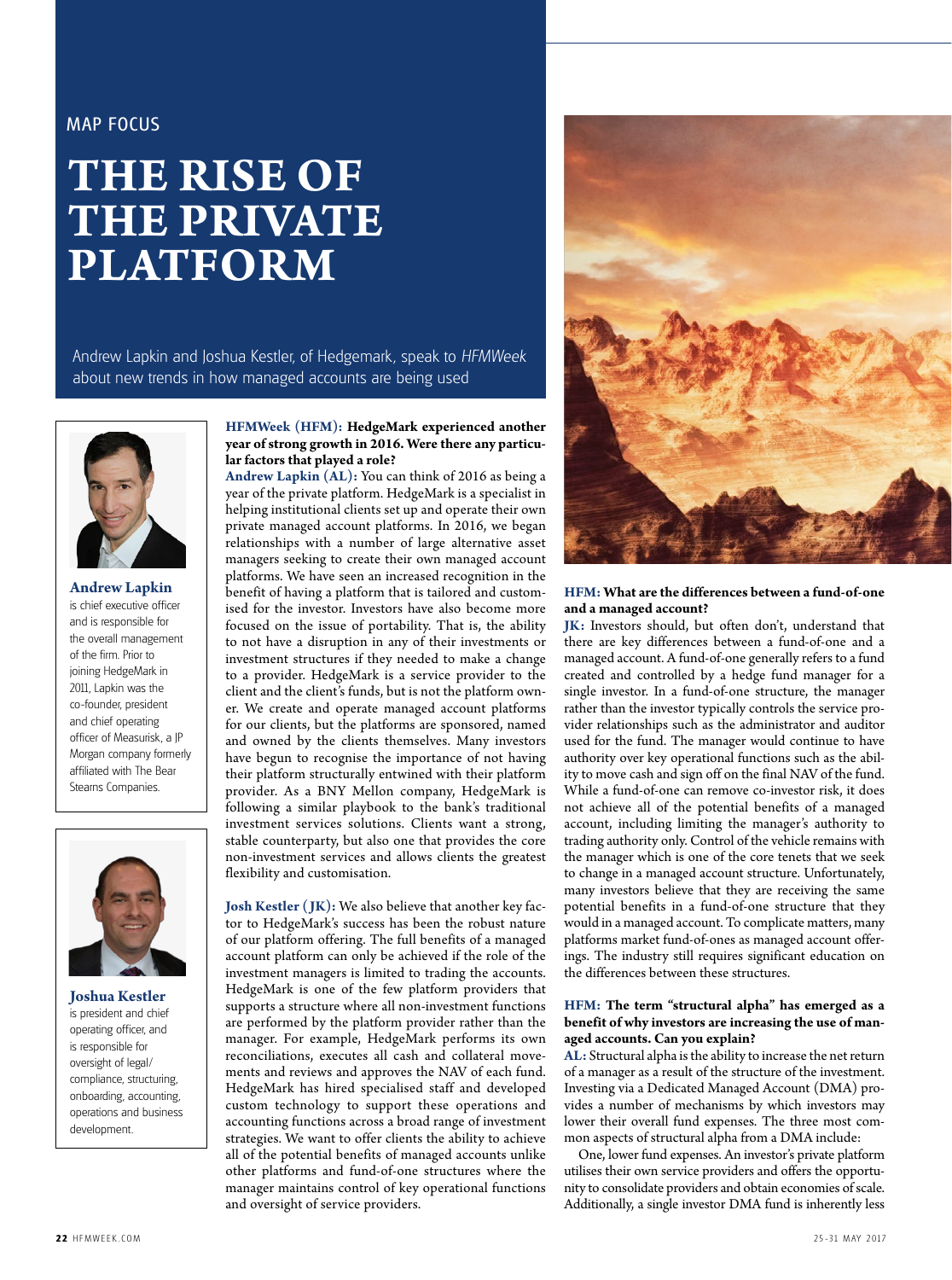MAP FOCUS

# THE RISE OF THE PRIVATE PLATFORM

Andrew Lapkin and Joshua Kestler, of Hedgemark, speak to *HFMWeek* about new trends in how managed accounts are being used

**Andrew Lapkin** is chief executive officer and is responsible for the overall management of the firm. Prior to joining HedgeMark in 2011, Lapkin was the co-founder, president and chief operating officer of Measurisk, a JP Morgan company formerly affiliated with The Bear Stearns Companies.

**Joshua Kestler** is president and chief operating officer, and is responsible for oversight of legal/compliance, structuring, onboarding, accounting, operations and business development.

**HFMWeek (HFM): HedgeMark experienced another year of strong growth in 2016. Were there any particular factors that played a role?**

**Andrew Lapkin (AL):** You can think of 2016 as being a year of the private platform. HedgeMark is a specialist in helping institutional clients set up and operate their own private managed account platforms. In 2016, we began relationships with a number of large alternative asset managers seeking to create their own managed account platforms. We have seen an increased recognition in the benefit of having a platform that is tailored and customised for the investor. Investors have also become more focused on the issue of portability. That is, the ability to not have a disruption in any of their investments or investment structures if they needed to make a change to a provider. HedgeMark is a service provider to the client and the client's funds, but is not the platform owner. We create and operate managed account platforms for our clients, but the platforms are sponsored, named and owned by the clients themselves. Many investors have begun to recognise the importance of not having their platform structurally entwined with their platform provider. As a BNY Mellon company, HedgeMark is following a similar playbook to the bank's traditional investment services solutions. Clients want a strong, stable counterparty, but also one that provides the core non-investment services and allows clients the greatest flexibility and customisation.

**Josh Kestler (JK):** We also believe that another key factor to HedgeMark's success has been the robust nature of our platform offering. The full benefits of a managed account platform can only be achieved if the role of the investment managers is limited to trading the accounts. HedgeMark is one of the few platform providers that supports a structure where all non-investment functions are performed by the platform provider rather than the manager. For example, HedgeMark performs its own reconciliations, executes all cash and collateral movements and reviews and approves the NAV of each fund. HedgeMark has hired specialised staff and developed custom technology to support these operations and accounting functions across a broad range of investment strategies. We want to offer clients the ability to achieve all of the potential benefits of managed accounts unlike other platforms and fund-of-one structures where the manager maintains control of key operational functions and oversight of service providers.

**HFM: What are the differences between a fund-of-one and a managed account?**

**JK:** Investors should, but often don't, understand that there are key differences between a fund-of-one and a managed account. A fund-of-one generally refers to a fund created and controlled by a hedge fund manager for a single investor. In a fund-of-one structure, the manager rather than the investor typically controls the service provider relationships such as the administrator and auditor used for the fund. The manager would continue to have authority over key operational functions such as the ability to move cash and sign off on the final NAV of the fund. While a fund-of-one can remove co-investor risk, it does not achieve all of the potential benefits of a managed account, including limiting the manager's authority to trading authority only. Control of the vehicle remains with the manager which is one of the core tenets that we seek to change in a managed account structure. Unfortunately, many investors believe that they are receiving the same potential benefits in a fund-of-one structure that they would in a managed account. To complicate matters, many platforms market fund-of-ones as managed account offerings. The industry still requires significant education on the differences between these structures.

**HFM: The term "structural alpha" has emerged as a benefit of why investors are increasing the use of managed accounts. Can you explain?**

**AL:** Structural alpha is the ability to increase the net return of a manager as a result of the structure of the investment. Investing via a Dedicated Managed Account (DMA) provides a number of mechanisms by which investors may lower their overall fund expenses. The three most common aspects of structural alpha from a DMA include:

One, lower fund expenses. An investor's private platform utilises their own service providers and offers the opportunity to consolidate providers and obtain economies of scale. Additionally, a single investor DMA fund is inherently less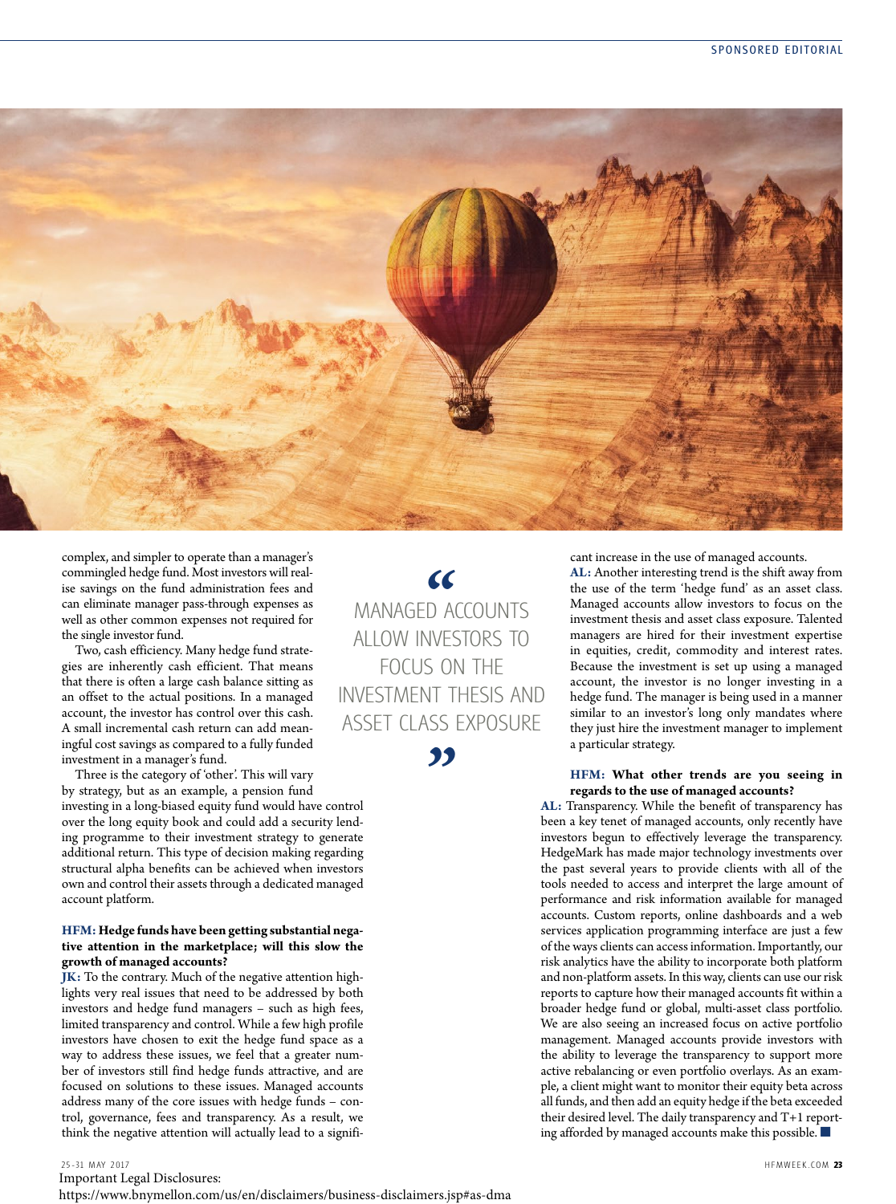complex, and simpler to operate than a manager's commingled hedge fund. Most investors will realise savings on the fund administration fees and can eliminate manager pass-through expenses as well as other common expenses not required for the single investor fund.

Two, cash efficiency. Many hedge fund strategies are inherently cash efficient. That means that there is often a large cash balance sitting as an offset to the actual positions. In a managed account, the investor has control over this cash. A small incremental cash return can add meaningful cost savings as compared to a fully funded investment in a manager's fund.

Three is the category of 'other'. This will vary by strategy, but as an example, a pension fund investing in a long-biased equity fund would have control over the long equity book and could add a security lending programme to their investment strategy to generate additional return. This type of decision making regarding structural alpha benefits can be achieved when investors own and control their assets through a dedicated managed account platform.

**HFM: Hedge funds have been getting substantial negative attention in the marketplace; will this slow the growth of managed accounts?**

**JK:** To the contrary. Much of the negative attention highlights very real issues that need to be addressed by both investors and hedge fund managers – such as high fees, limited transparency and control. While a few high profile investors have chosen to exit the hedge fund space as a way to address these issues, we feel that a greater number of investors still find hedge funds attractive, and are focused on solutions to these issues. Managed accounts address many of the core issues with hedge funds – control, governance, fees and transparency. As a result, we think the negative attention will actually lead to a significant increase in the use of managed accounts.

> "MANAGED ACCOUNTS ALLOW INVESTORS TO FOCUS ON THE INVESTMENT THESIS AND ASSET CLASS EXPOSURE"

**AL:** Another interesting trend is the shift away from the use of the term 'hedge fund' as an asset class. Managed accounts allow investors to focus on the investment thesis and asset class exposure. Talented managers are hired for their investment expertise in equities, credit, commodity and interest rates. Because the investment is set up using a managed account, the investor is no longer investing in a hedge fund. The manager is being used in a manner similar to an investor's long only mandates where they just hire the investment manager to implement a particular strategy.

**HFM: What other trends are you seeing in regards to the use of managed accounts?**

**AL:** Transparency. While the benefit of transparency has been a key tenet of managed accounts, only recently have investors begun to effectively leverage the transparency. HedgeMark has made major technology investments over the past several years to provide clients with all of the tools needed to access and interpret the large amount of performance and risk information available for managed accounts. Custom reports, online dashboards and a web services application programming interface are just a few of the ways clients can access information. Importantly, our risk analytics have the ability to incorporate both platform and non-platform assets. In this way, clients can use our risk reports to capture how their managed accounts fit within a broader hedge fund or global, multi-asset class portfolio. We are also seeing an increased focus on active portfolio management. Managed accounts provide investors with the ability to leverage the transparency to support more active rebalancing or even portfolio overlays. As an example, a client might want to monitor their equity beta across all funds, and then add an equity hedge if the beta exceeded their desired level. The daily transparency and T+1 reporting afforded by managed accounts make this possible. ■

Important Legal Disclosures:
https://www.bnymellon.com/us/en/disclaimers/business-disclaimers.jsp#as-dma